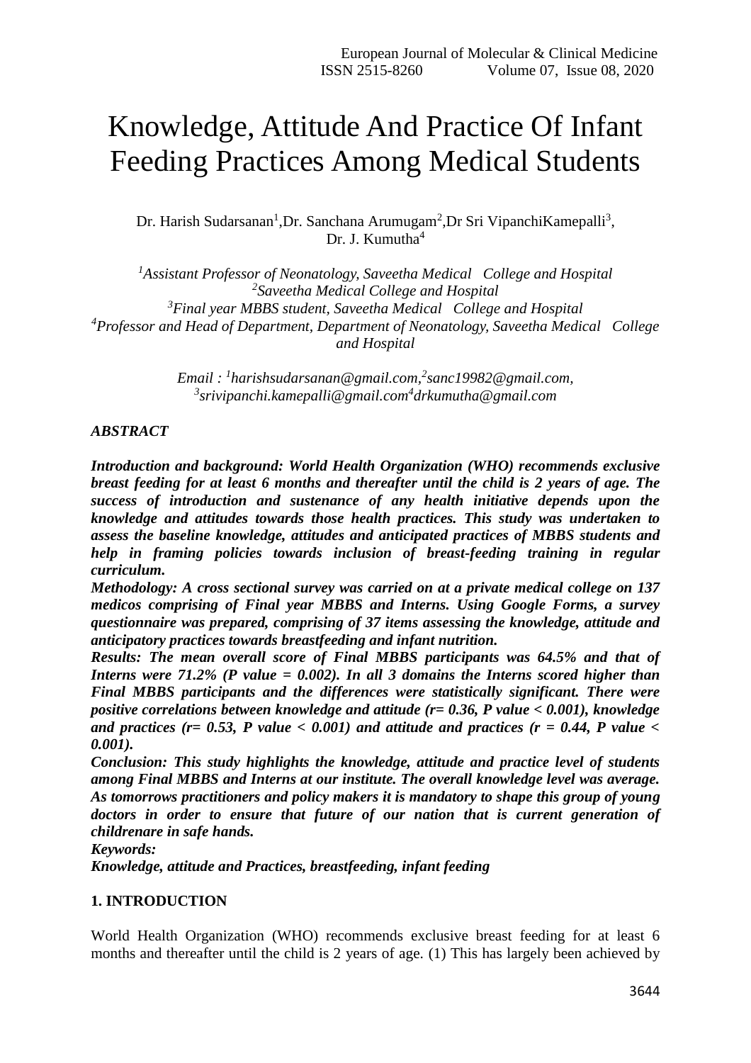# Knowledge, Attitude And Practice Of Infant Feeding Practices Among Medical Students

Dr. Harish Sudarsanan[1],Dr. Sanchana Arumugam[2],Dr Sri VipanchiKamepalli[3], Dr. J. Kumutha[4]

*[1]Assistant Professor of Neonatology, Saveetha Medical College and Hospital*
*[2]Saveetha Medical College and Hospital*
*[3]Final year MBBS student, Saveetha Medical College and Hospital*
*[4]Professor and Head of Department, Department of Neonatology, Saveetha Medical College and Hospital*

*Email : [1]harishsudarsanan@gmail.com,[2]sanc19982@gmail.com, [3]srivipanchi.kamepalli@gmail.com[4]drkumutha@gmail.com*

***ABSTRACT***

***Introduction and background: World Health Organization (WHO) recommends exclusive breast feeding for at least 6 months and thereafter until the child is 2 years of age. The success of introduction and sudarsanan of any health initiative depends upon the knowledge and attitudes towards those health practices. This study was undertaken to assess the baseline knowledge, attitudes and anticipated practices of MBBS students and help in framing policies towards inclusion of breast-feeding training in regular curriculum.***

***Methodology: A cross sectional survey was carried on at a private medical college on 137 medicos comprising of Final year MBBS and Interns. Using Google Forms, a survey questionnaire was prepared, comprising of 37 items assessing the knowledge, attitude and anticipatory practices towards breastfeeding and infant nutrition.***

***Results: The mean overall score of Final MBBS participants was 64.5% and that of Interns were 71.2% (P value = 0.002). In all 3 domains the Interns scored higher than Final MBBS participants and the differences were statistically significant. There were positive correlations between knowledge and attitude (r= 0.36, P value < 0.001), knowledge and practices (r= 0.53, P value < 0.001) and attitude and practices (r = 0.44, P value < 0.001).***

***Conclusion: This study highlights the knowledge, attitude and practice level of students among Final MBBS and Interns at our institute. The overall knowledge level was average. As tomorrows practitioners and policy makers it is mandatory to shape this group of young doctors in order to ensure that future of our nation that is current generation of childrenare in safe hands.***

***Keywords:***

***Knowledge, attitude and Practices, breastfeeding, infant feeding***

## 1. INTRODUCTION

World Health Organization (WHO) recommends exclusive breast feeding for at least 6 months and thereafter until the child is 2 years of age. (1) This has largely been achieved by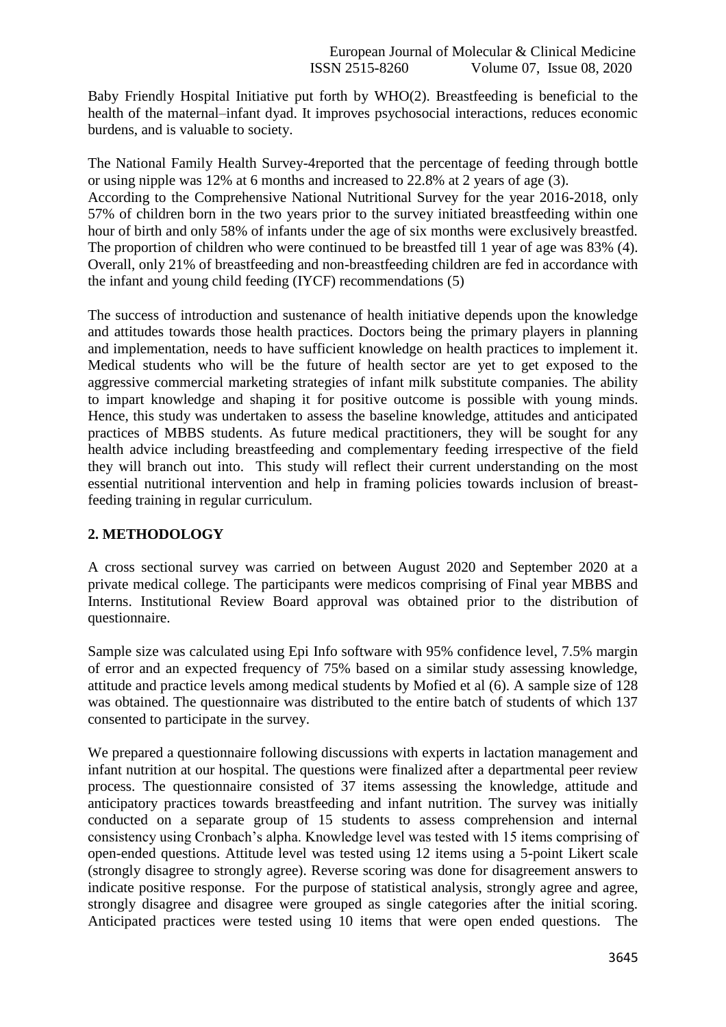Baby Friendly Hospital Initiative put forth by WHO(2). Breastfeeding is beneficial to the health of the maternal–infant dyad. It improves psychosocial interactions, reduces economic burdens, and is valuable to society.

The National Family Health Survey-4reported that the percentage of feeding through bottle or using nipple was 12% at 6 months and increased to 22.8% at 2 years of age (3).
According to the Comprehensive National Nutritional Survey for the year 2016-2018, only 57% of children born in the two years prior to the survey initiated breastfeeding within one hour of birth and only 58% of infants under the age of six months were exclusively breastfed. The proportion of children who were continued to be breastfed till 1 year of age was 83% (4). Overall, only 21% of breastfeeding and non-breastfeeding children are fed in accordance with the infant and young child feeding (IYCF) recommendations (5)

The success of introduction and sustenance of health initiative depends upon the knowledge and attitudes towards those health practices. Doctors being the primary players in planning and implementation, needs to have sufficient knowledge on health practices to implement it. Medical students who will be the future of health sector are yet to get exposed to the aggressive commercial marketing strategies of infant milk substitute companies. The ability to impart knowledge and shaping it for positive outcome is possible with young minds. Hence, this study was undertaken to assess the baseline knowledge, attitudes and anticipated practices of MBBS students. As future medical practitioners, they will be sought for any health advice including breastfeeding and complementary feeding irrespective of the field they will branch out into. This study will reflect their current understanding on the most essential nutritional intervention and help in framing policies towards inclusion of breast-feeding training in regular curriculum.

## 2. METHODOLOGY

A cross sectional survey was carried on between August 2020 and September 2020 at a private medical college. The participants were medicos comprising of Final year MBBS and Interns. Institutional Review Board approval was obtained prior to the distribution of questionnaire.

Sample size was calculated using Epi Info software with 95% confidence level, 7.5% margin of error and an expected frequency of 75% based on a similar study assessing knowledge, attitude and practice levels among medical students by Mofied et al (6). A sample size of 128 was obtained. The questionnaire was distributed to the entire batch of students of which 137 consented to participate in the survey.

We prepared a questionnaire following discussions with experts in lactation management and infant nutrition at our hospital. The questions were finalized after a departmental peer review process. The questionnaire consisted of 37 items assessing the knowledge, attitude and anticipatory practices towards breastfeeding and infant nutrition. The survey was initially conducted on a separate group of 15 students to assess comprehension and internal consistency using Cronbach's alpha. Knowledge level was tested with 15 items comprising of open-ended questions. Attitude level was tested using 12 items using a 5-point Likert scale (strongly disagree to strongly agree). Reverse scoring was done for disagreement answers to indicate positive response. For the purpose of statistical analysis, strongly agree and agree, strongly disagree and disagree were grouped as single categories after the initial scoring. Anticipated practices were tested using 10 items that were open ended questions. The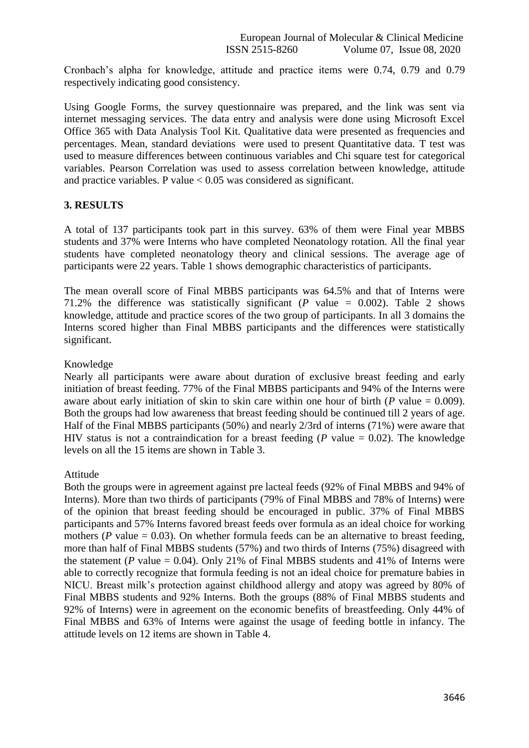Cronbach's alpha for knowledge, attitude and practice items were 0.74, 0.79 and 0.79 respectively indicating good consistency.

Using Google Forms, the survey questionnaire was prepared, and the link was sent via internet messaging services. The data entry and analysis were done using Microsoft Excel Office 365 with Data Analysis Tool Kit. Qualitative data were presented as frequencies and percentages. Mean, standard deviations were used to present Quantitative data. T test was used to measure differences between continuous variables and Chi square test for categorical variables. Pearson Correlation was used to assess correlation between knowledge, attitude and practice variables. P value < 0.05 was considered as significant.

## 3. RESULTS

A total of 137 participants took part in this survey. 63% of them were Final year MBBS students and 37% were Interns who have completed Neonatology rotation. All the final year students have completed neonatology theory and clinical sessions. The average age of participants were 22 years. Table 1 shows demographic characteristics of participants.

The mean overall score of Final MBBS participants was 64.5% and that of Interns were 71.2% the difference was statistically significant (*P* value = 0.002). Table 2 shows knowledge, attitude and practice scores of the two group of participants. In all 3 domains the Interns scored higher than Final MBBS participants and the differences were statistically significant.

### Knowledge

Nearly all participants were aware about duration of exclusive breast feeding and early initiation of breast feeding. 77% of the Final MBBS participants and 94% of the Interns were aware about early initiation of skin to skin care within one hour of birth (*P* value = 0.009). Both the groups had low awareness that breast feeding should be continued till 2 years of age. Half of the Final MBBS participants (50%) and nearly 2/3rd of interns (71%) were aware that HIV status is not a contraindication for a breast feeding (*P* value = 0.02). The knowledge levels on all the 15 items are shown in Table 3.

### Attitude

Both the groups were in agreement against pre lacteal feeds (92% of Final MBBS and 94% of Interns). More than two thirds of participants (79% of Final MBBS and 78% of Interns) were of the opinion that breast feeding should be encouraged in public. 37% of Final MBBS participants and 57% Interns favored breast feeds over formula as an ideal choice for working mothers (*P* value = 0.03). On whether formula feeds can be an alternative to breast feeding, more than half of Final MBBS students (57%) and two thirds of Interns (75%) disagreed with the statement (*P* value = 0.04). Only 21% of Final MBBS students and 41% of Interns were able to correctly recognize that formula feeding is not an ideal choice for premature babies in NICU. Breast milk's protection against childhood allergy and atopy was agreed by 80% of Final MBBS students and 92% Interns. Both the groups (88% of Final MBBS students and 92% of Interns) were in agreement on the economic benefits of breastfeeding. Only 44% of Final MBBS and 63% of Interns were against the usage of feeding bottle in infancy. The attitude levels on 12 items are shown in Table 4.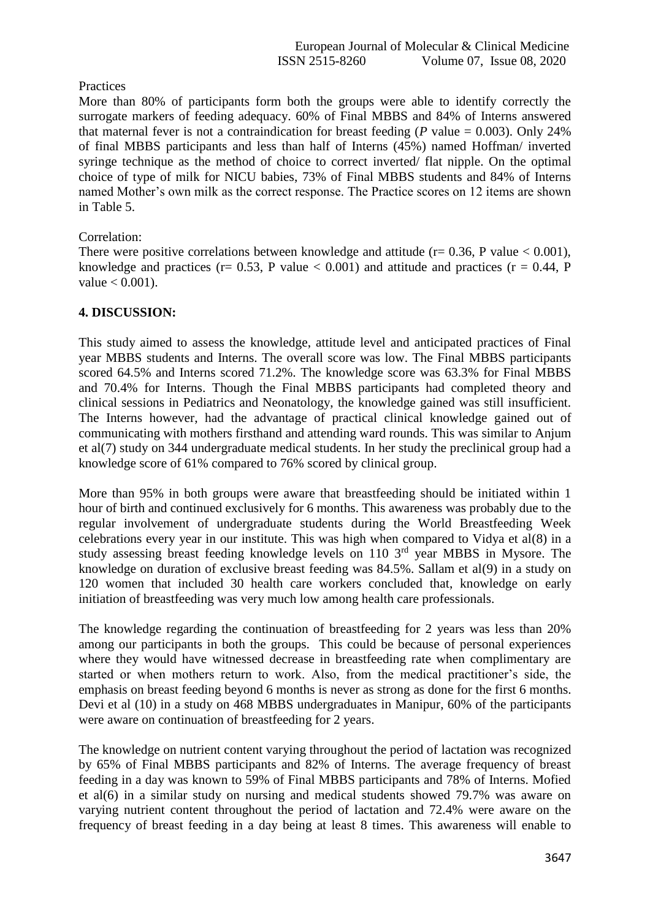Practices

More than 80% of participants form both the groups were able to identify correctly the surrogate markers of feeding adequacy. 60% of Final MBBS and 84% of Interns answered that maternal fever is not a contraindication for breast feeding ($P$ value = 0.003). Only 24% of final MBBS participants and less than half of Interns (45%) named Hoffman/ inverted syringe technique as the method of choice to correct inverted/ flat nipple. On the optimal choice of type of milk for NICU babies, 73% of Final MBBS students and 84% of Interns named Mother's own milk as the correct response. The Practice scores on 12 items are shown in Table 5.

Correlation:

There were positive correlations between knowledge and attitude ($r = 0.36$, P value $< 0.001$), knowledge and practices ($r = 0.53$, P value $< 0.001$) and attitude and practices ($r = 0.44$, P value $< 0.001$).

## 4. DISCUSSION:

This study aimed to assess the knowledge, attitude level and anticipated practices of Final year MBBS students and Interns. The overall score was low. The Final MBBS participants scored 64.5% and Interns scored 71.2%. The knowledge score was 63.3% for Final MBBS and 70.4% for Interns. Though the Final MBBS participants had completed theory and clinical sessions in Pediatrics and Neonatology, the knowledge gained was still insufficient. The Interns however, had the advantage of practical clinical knowledge gained out of communicating with mothers firsthand and attending ward rounds. This was similar to Anjum et al(7) study on 344 undergraduate medical students. In her study the preclinical group had a knowledge score of 61% compared to 76% scored by clinical group.

More than 95% in both groups were aware that breastfeeding should be initiated within 1 hour of birth and continued exclusively for 6 months. This awareness was probably due to the regular involvement of undergraduate students during the World Breastfeeding Week celebrations every year in our institute. This was high when compared to Vidya et al(8) in a study assessing breast feeding knowledge levels on 110 3rd year MBBS in Mysore. The knowledge on duration of exclusive breast feeding was 84.5%. Sallam et al(9) in a study on 120 women that included 30 health care workers concluded that, knowledge on early initiation of breastfeeding was very much low among health care professionals.

The knowledge regarding the continuation of breastfeeding for 2 years was less than 20% among our participants in both the groups. This could be because of personal experiences where they would have witnessed decrease in breastfeeding rate when complimentary are started or when mothers return to work. Also, from the medical practitioner's side, the emphasis on breast feeding beyond 6 months is never as strong as done for the first 6 months. Devi et al (10) in a study on 468 MBBS undergraduates in Manipur, 60% of the participants were aware on continuation of breastfeeding for 2 years.

The knowledge on nutrient content varying throughout the period of lactation was recognized by 65% of Final MBBS participants and 82% of Interns. The average frequency of breast feeding in a day was known to 59% of Final MBBS participants and 78% of Interns. Mofied et al(6) in a similar study on nursing and medical students showed 79.7% was aware on varying nutrient content throughout the period of lactation and 72.4% were aware on the frequency of breast feeding in a day being at least 8 times. This awareness will enable to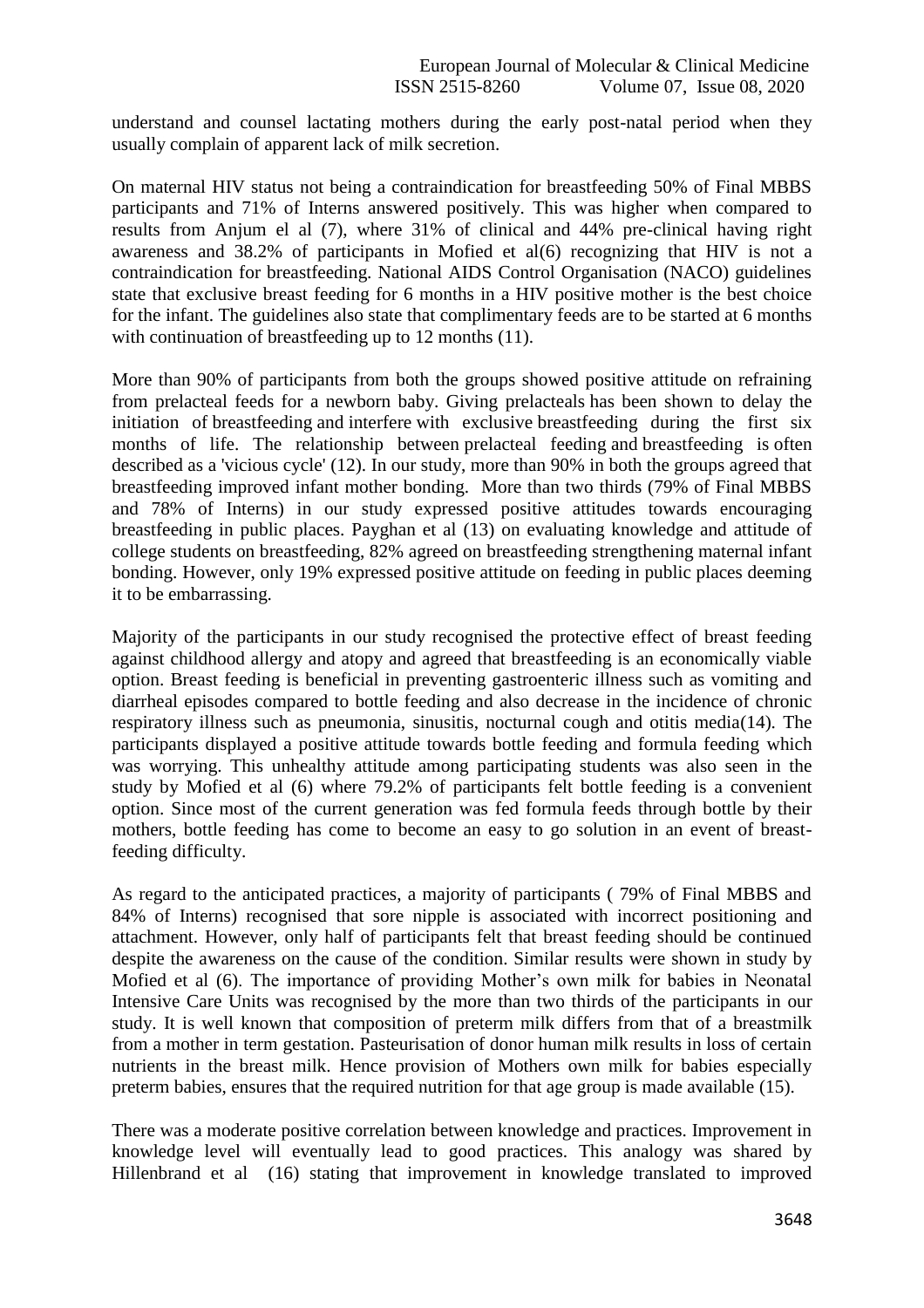understand and counsel lactating mothers during the early post-natal period when they usually complain of apparent lack of milk secretion.

On maternal HIV status not being a contraindication for breastfeeding 50% of Final MBBS participants and 71% of Interns answered positively. This was higher when compared to results from Anjum el al (7), where 31% of clinical and 44% pre-clinical having right awareness and 38.2% of participants in Mofied et al(6) recognizing that HIV is not a contraindication for breastfeeding. National AIDS Control Organisation (NACO) guidelines state that exclusive breast feeding for 6 months in a HIV positive mother is the best choice for the infant. The guidelines also state that complimentary feeds are to be started at 6 months with continuation of breastfeeding up to 12 months (11).

More than 90% of participants from both the groups showed positive attitude on refraining from prelacteal feeds for a newborn baby. Giving prelacteals has been shown to delay the initiation of breastfeeding and interfere with exclusive breastfeeding during the first six months of life. The relationship between prelacteal feeding and breastfeeding is often described as a 'vicious cycle' (12). In our study, more than 90% in both the groups agreed that breastfeeding improved infant mother bonding. More than two thirds (79% of Final MBBS and 78% of Interns) in our study expressed positive attitudes towards encouraging breastfeeding in public places. Payghan et al (13) on evaluating knowledge and attitude of college students on breastfeeding, 82% agreed on breastfeeding strengthening maternal infant bonding. However, only 19% expressed positive attitude on feeding in public places deeming it to be embarrassing.

Majority of the participants in our study recognised the protective effect of breast feeding against childhood allergy and atopy and agreed that breastfeeding is an economically viable option. Breast feeding is beneficial in preventing gastroenteric illness such as vomiting and diarrheal episodes compared to bottle feeding and also decrease in the incidence of chronic respiratory illness such as pneumonia, sinusitis, nocturnal cough and otitis media(14). The participants displayed a positive attitude towards bottle feeding and formula feeding which was worrying. This unhealthy attitude among participating students was also seen in the study by Mofied et al (6) where 79.2% of participants felt bottle feeding is a convenient option. Since most of the current generation was fed formula feeds through bottle by their mothers, bottle feeding has come to become an easy to go solution in an event of breast-feeding difficulty.

As regard to the anticipated practices, a majority of participants ( 79% of Final MBBS and 84% of Interns) recognised that sore nipple is associated with incorrect positioning and attachment. However, only half of participants felt that breast feeding should be continued despite the awareness on the cause of the condition. Similar results were shown in study by Mofied et al (6). The importance of providing Mother's own milk for babies in Neonatal Intensive Care Units was recognised by the more than two thirds of the participants in our study. It is well known that composition of preterm milk differs from that of a breastmilk from a mother in term gestation. Pasteurisation of donor human milk results in loss of certain nutrients in the breast milk. Hence provision of Mothers own milk for babies especially preterm babies, ensures that the required nutrition for that age group is made available (15).

There was a moderate positive correlation between knowledge and practices. Improvement in knowledge level will eventually lead to good practices. This analogy was shared by Hillenbrand et al (16) stating that improvement in knowledge translated to improved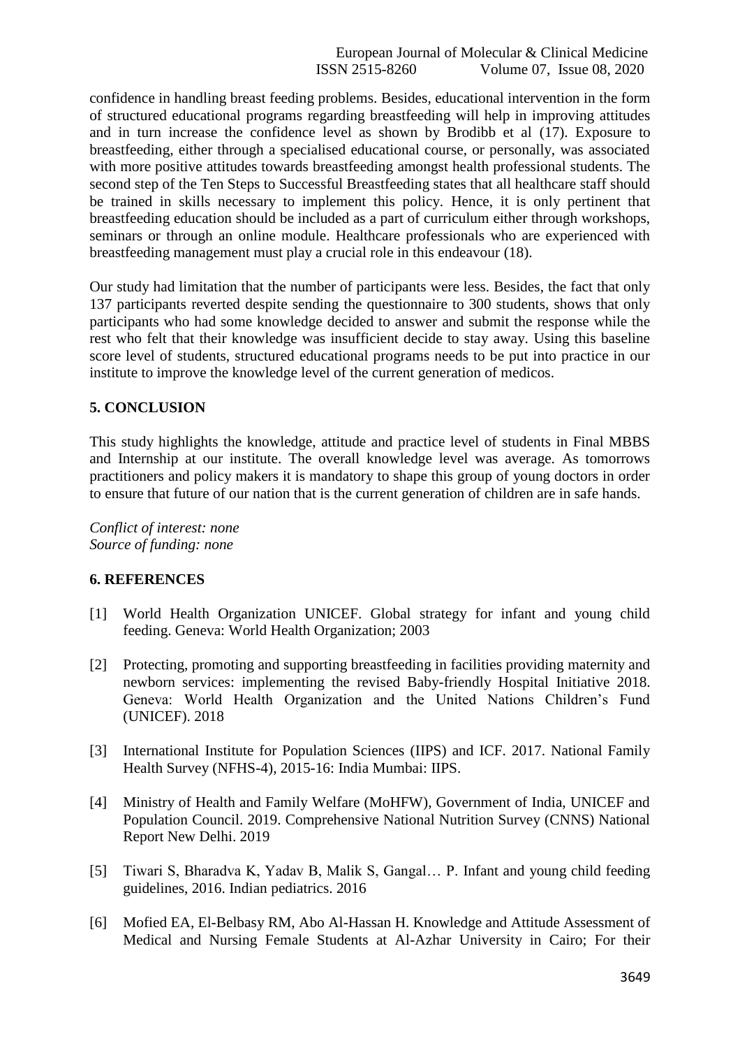confidence in handling breast feeding problems. Besides, educational intervention in the form of structured educational programs regarding breastfeeding will help in improving attitudes and in turn increase the confidence level as shown by Brodibb et al (17). Exposure to breastfeeding, either through a specialised educational course, or personally, was associated with more positive attitudes towards breastfeeding amongst health professional students. The second step of the Ten Steps to Successful Breastfeeding states that all healthcare staff should be trained in skills necessary to implement this policy. Hence, it is only pertinent that breastfeeding education should be included as a part of curriculum either through workshops, seminars or through an online module. Healthcare professionals who are experienced with breastfeeding management must play a crucial role in this endeavour (18).

Our study had limitation that the number of participants were less. Besides, the fact that only 137 participants reverted despite sending the questionnaire to 300 students, shows that only participants who had some knowledge decided to answer and submit the response while the rest who felt that their knowledge was insufficient decide to stay away. Using this baseline score level of students, structured educational programs needs to be put into practice in our institute to improve the knowledge level of the current generation of medicos.

## 5. CONCLUSION

This study highlights the knowledge, attitude and practice level of students in Final MBBS and Internship at our institute. The overall knowledge level was average. As tomorrows practitioners and policy makers it is mandatory to shape this group of young doctors in order to ensure that future of our nation that is the current generation of children are in safe hands.

*Conflict of interest: none*
*Source of funding: none*

## 6. REFERENCES

[1] World Health Organization UNICEF. Global strategy for infant and young child feeding. Geneva: World Health Organization; 2003

[2] Protecting, promoting and supporting breastfeeding in facilities providing maternity and newborn services: implementing the revised Baby-friendly Hospital Initiative 2018. Geneva: World Health Organization and the United Nations Children's Fund (UNICEF). 2018

[3] International Institute for Population Sciences (IIPS) and ICF. 2017. National Family Health Survey (NFHS-4), 2015-16: India Mumbai: IIPS.

[4] Ministry of Health and Family Welfare (MoHFW), Government of India, UNICEF and Population Council. 2019. Comprehensive National Nutrition Survey (CNNS) National Report New Delhi. 2019

[5] Tiwari S, Bharadva K, Yadav B, Malik S, Gangal… P. Infant and young child feeding guidelines, 2016. Indian pediatrics. 2016

[6] Mofied EA, El-Belbasy RM, Abo Al-Hassan H. Knowledge and Attitude Assessment of Medical and Nursing Female Students at Al-Azhar University in Cairo; For their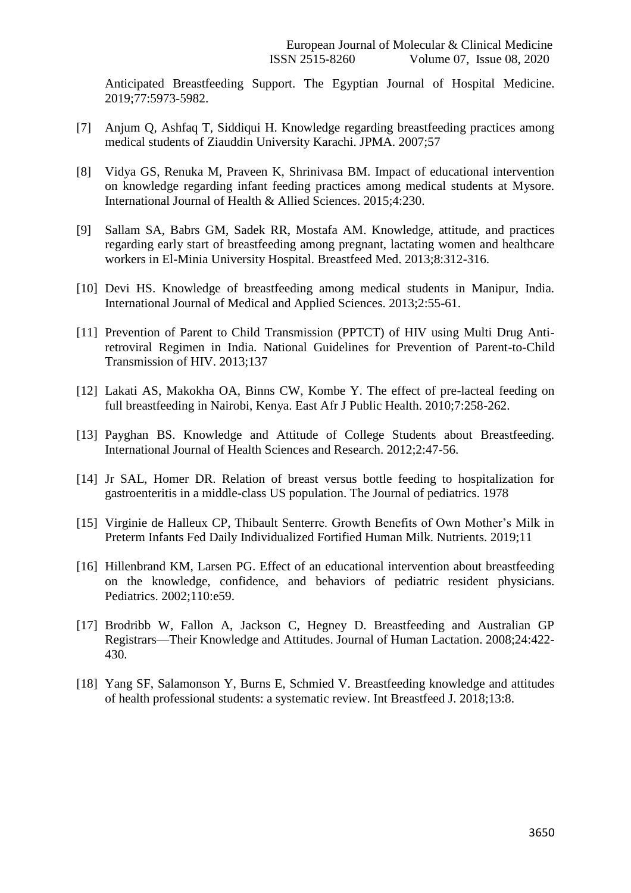Anticipated Breastfeeding Support. The Egyptian Journal of Hospital Medicine. 2019;77:5973-5982.

[7] Anjum Q, Ashfaq T, Siddiqui H. Knowledge regarding breastfeeding practices among medical students of Ziauddin University Karachi. JPMA. 2007;57

[8] Vidya GS, Renuka M, Praveen K, Shrinivasa BM. Impact of educational intervention on knowledge regarding infant feeding practices among medical students at Mysore. International Journal of Health & Allied Sciences. 2015;4:230.

[9] Sallam SA, Babrs GM, Sadek RR, Mostafa AM. Knowledge, attitude, and practices regarding early start of breastfeeding among pregnant, lactating women and healthcare workers in El-Minia University Hospital. Breastfeed Med. 2013;8:312-316.

[10] Devi HS. Knowledge of breastfeeding among medical students in Manipur, India. International Journal of Medical and Applied Sciences. 2013;2:55-61.

[11] Prevention of Parent to Child Transmission (PPTCT) of HIV using Multi Drug Anti-retroviral Regimen in India. National Guidelines for Prevention of Parent-to-Child Transmission of HIV. 2013;137

[12] Lakati AS, Makokha OA, Binns CW, Kombe Y. The effect of pre-lacteal feeding on full breastfeeding in Nairobi, Kenya. East Afr J Public Health. 2010;7:258-262.

[13] Payghan BS. Knowledge and Attitude of College Students about Breastfeeding. International Journal of Health Sciences and Research. 2012;2:47-56.

[14] Jr SAL, Homer DR. Relation of breast versus bottle feeding to hospitalization for gastroenteritis in a middle-class US population. The Journal of pediatrics. 1978

[15] Virginie de Halleux CP, Thibault Senterre. Growth Benefits of Own Mother's Milk in Preterm Infants Fed Daily Individualized Fortified Human Milk. Nutrients. 2019;11

[16] Hillenbrand KM, Larsen PG. Effect of an educational intervention about breastfeeding on the knowledge, confidence, and behaviors of pediatric resident physicians. Pediatrics. 2002;110:e59.

[17] Brodribb W, Fallon A, Jackson C, Hegney D. Breastfeeding and Australian GP Registrars—Their Knowledge and Attitudes. Journal of Human Lactation. 2008;24:422-430.

[18] Yang SF, Salamonson Y, Burns E, Schmied V. Breastfeeding knowledge and attitudes of health professional students: a systematic review. Int Breastfeed J. 2018;13:8.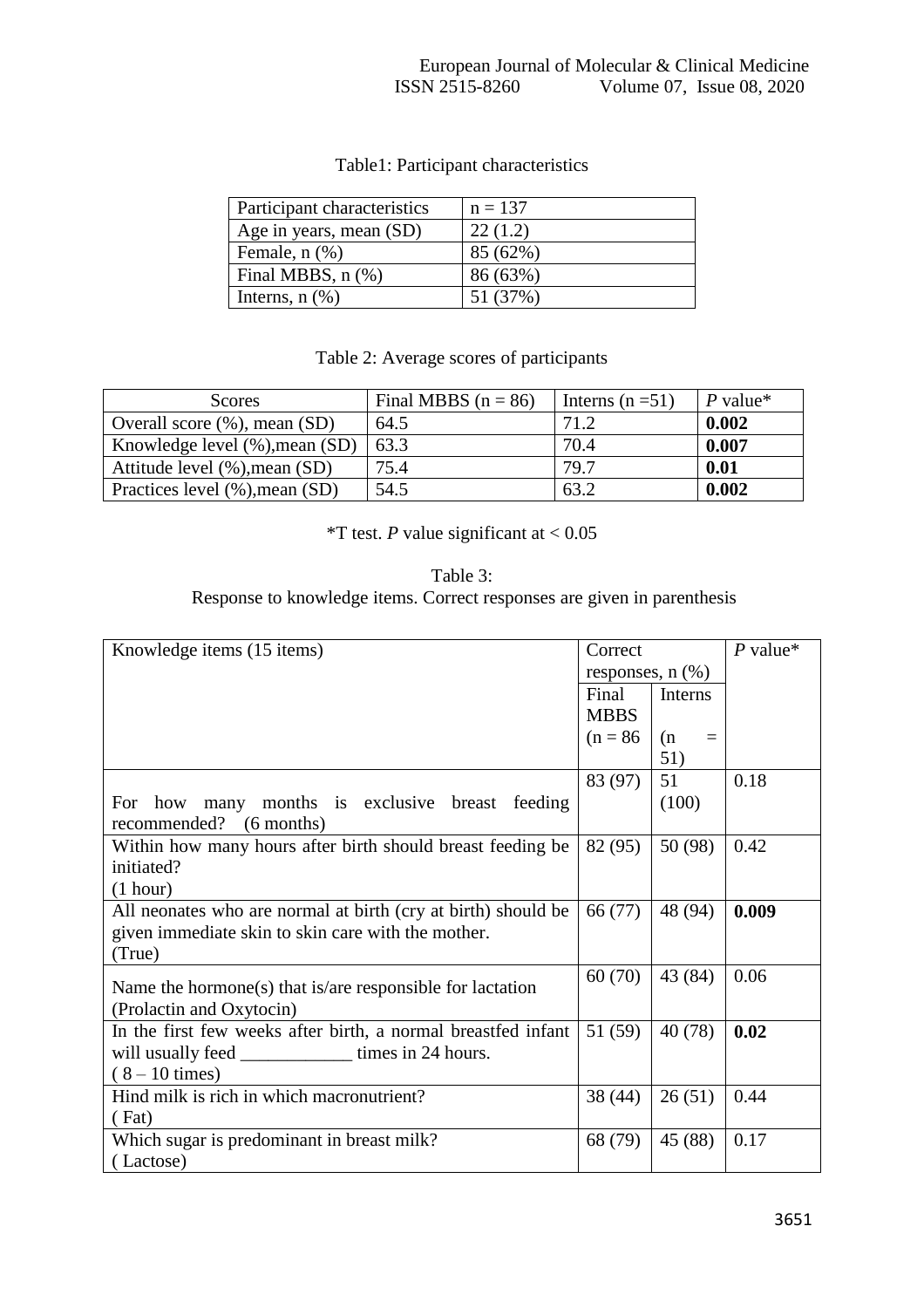Table1: Participant characteristics

| Participant characteristics | n = 137 |
|---|---|
| Age in years, mean (SD) | 22 (1.2) |
| Female, n (%) | 85 (62%) |
| Final MBBS, n (%) | 86 (63%) |
| Interns, n (%) | 51 (37%) |

Table 2: Average scores of participants

| Scores | Final MBBS (n = 86) | Interns (n =51) | *P* value* |
|---|---|---|---|
| Overall score (%), mean (SD) | 64.5 | 71.2 | **0.002** |
| Knowledge level (%),mean (SD) | 63.3 | 70.4 | **0.007** |
| Attitude level (%),mean (SD) | 75.4 | 79.7 | **0.01** |
| Practices level (%),mean (SD) | 54.5 | 63.2 | **0.002** |

*T test. *P* value significant at < 0.05

Table 3:
Response to knowledge items. Correct responses are given in parenthesis

| Knowledge items (15 items) | Correct responses, n (%) | | *P* value* |
|---|---|---|---|
| | Final MBBS (n = 86 | Interns (n = 51) | |
| For how many months is exclusive breast feeding recommended? (6 months) | 83 (97) | 51 (100) | 0.18 |
| Within how many hours after birth should breast feeding be initiated? (1 hour) | 82 (95) | 50 (98) | 0.42 |
| All neonates who are normal at birth (cry at birth) should be given immediate skin to skin care with the mother. (True) | 66 (77) | 48 (94) | **0.009** |
| Name the hormone(s) that is/are responsible for lactation (Prolactin and Oxytocin) | 60 (70) | 43 (84) | 0.06 |
| In the first few weeks after birth, a normal breastfed infant will usually feed ____________ times in 24 hours. ( 8 – 10 times) | 51 (59) | 40 (78) | **0.02** |
| Hind milk is rich in which macronutrient? ( Fat) | 38 (44) | 26 (51) | 0.44 |
| Which sugar is predominant in breast milk? ( Lactose) | 68 (79) | 45 (88) | 0.17 |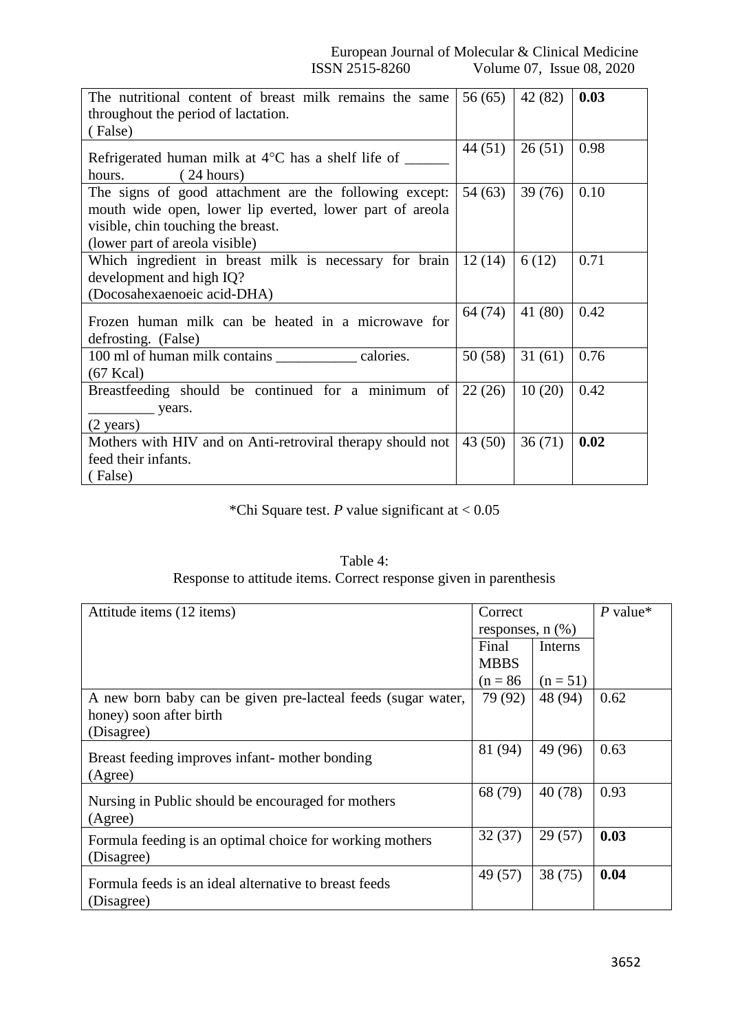| The nutritional content of breast milk remains the same throughout the period of lactation. (False) | 56 (65) | 42 (82) | **0.03** |
|---|---|---|---|
| Refrigerated human milk at 4°C has a shelf life of ______ hours. (24 hours) | 44 (51) | 26 (51) | 0.98 |
| The signs of good attachment are the following except: mouth wide open, lower lip everted, lower part of areola visible, chin touching the breast. (lower part of areola visible) | 54 (63) | 39 (76) | 0.10 |
| Which ingredient in breast milk is necessary for brain development and high IQ? (Docosahexaenoeic acid-DHA) | 12 (14) | 6 (12) | 0.71 |
| Frozen human milk can be heated in a microwave for defrosting. (False) | 64 (74) | 41 (80) | 0.42 |
| 100 ml of human milk contains ___________ calories. (67 Kcal) | 50 (58) | 31 (61) | 0.76 |
| Breastfeeding should be continued for a minimum of _________ years. (2 years) | 22 (26) | 10 (20) | 0.42 |
| Mothers with HIV and on Anti-retroviral therapy should not feed their infants. (False) | 43 (50) | 36 (71) | **0.02** |

*Chi Square test. *P* value significant at < 0.05

Table 4:
Response to attitude items. Correct response given in parenthesis

| Attitude items (12 items) | Correct responses, n (%) | | *P* value* |
|---|---|---|---|
| | Final MBBS (n = 86 | Interns (n = 51) | |
| A new born baby can be given pre-lacteal feeds (sugar water, honey) soon after birth (Disagree) | 79 (92) | 48 (94) | 0.62 |
| Breast feeding improves infant- mother bonding (Agree) | 81 (94) | 49 (96) | 0.63 |
| Nursing in Public should be encouraged for mothers (Agree) | 68 (79) | 40 (78) | 0.93 |
| Formula feeding is an optimal choice for working mothers (Disagree) | 32 (37) | 29 (57) | **0.03** |
| Formula feeds is an ideal alternative to breast feeds (Disagree) | 49 (57) | 38 (75) | **0.04** |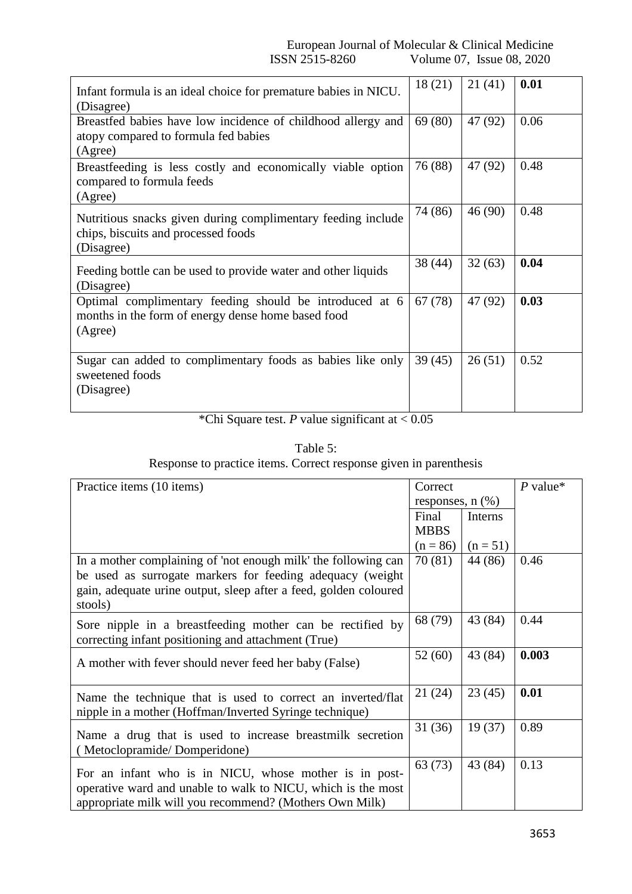| | | | |
|---|---|---|---|
| Infant formula is an ideal choice for premature babies in NICU. (Disagree) | 18 (21) | 21 (41) | **0.01** |
| Breastfed babies have low incidence of childhood allergy and atopy compared to formula fed babies (Agree) | 69 (80) | 47 (92) | 0.06 |
| Breastfeeding is less costly and economically viable option compared to formula feeds (Agree) | 76 (88) | 47 (92) | 0.48 |
| Nutritious snacks given during complimentary feeding include chips, biscuits and processed foods (Disagree) | 74 (86) | 46 (90) | 0.48 |
| Feeding bottle can be used to provide water and other liquids (Disagree) | 38 (44) | 32 (63) | **0.04** |
| Optimal complimentary feeding should be introduced at 6 months in the form of energy dense home based food (Agree) | 67 (78) | 47 (92) | **0.03** |
| Sugar can added to complimentary foods as babies like only sweetened foods (Disagree) | 39 (45) | 26 (51) | 0.52 |

*Chi Square test. *P* value significant at < 0.05

Table 5:
Response to practice items. Correct response given in parenthesis

| Practice items (10 items) | Correct responses, n (%) | | *P* value* |
|---|---|---|---|
| | Final MBBS (n = 86) | Interns (n = 51) | |
| In a mother complaining of 'not enough milk' the following can be used as surrogate markers for feeding adequacy (weight gain, adequate urine output, sleep after a feed, golden coloured stools) | 70 (81) | 44 (86) | 0.46 |
| Sore nipple in a breastfeeding mother can be rectified by correcting infant positioning and attachment (True) | 68 (79) | 43 (84) | 0.44 |
| A mother with fever should never feed her baby (False) | 52 (60) | 43 (84) | **0.003** |
| Name the technique that is used to correct an inverted/flat nipple in a mother (Hoffman/Inverted Syringe technique) | 21 (24) | 23 (45) | **0.01** |
| Name a drug that is used to increase breastmilk secretion ( Metoclopramide/ Domperidone) | 31 (36) | 19 (37) | 0.89 |
| For an infant who is in NICU, whose mother is in post-operative ward and unable to walk to NICU, which is the most appropriate milk will you recommend? (Mothers Own Milk) | 63 (73) | 43 (84) | 0.13 |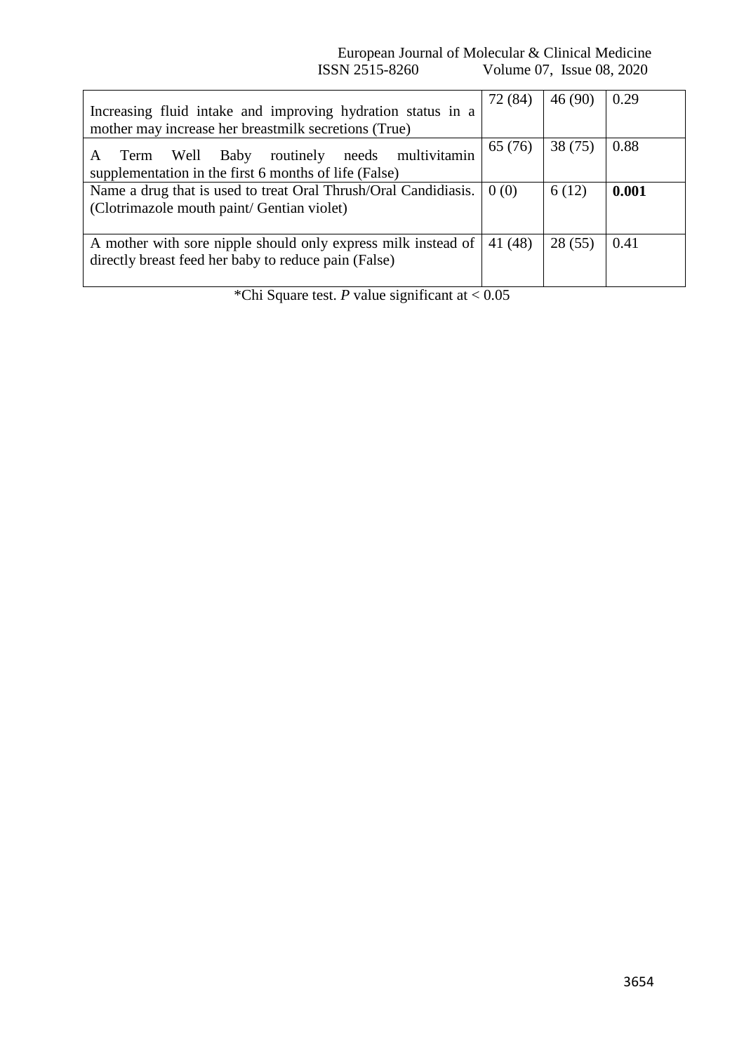| | | | |
|---|---|---|---|
| Increasing fluid intake and improving hydration status in a mother may increase her breastmilk secretions (True) | 72 (84) | 46 (90) | 0.29 |
| A Term Well Baby routinely needs multivitamin supplementation in the first 6 months of life (False) | 65 (76) | 38 (75) | 0.88 |
| Name a drug that is used to treat Oral Thrush/Oral Candidiasis. (Clotrimazole mouth paint/ Gentian violet) | 0 (0) | 6 (12) | **0.001** |
| A mother with sore nipple should only express milk instead of directly breast feed her baby to reduce pain (False) | 41 (48) | 28 (55) | 0.41 |

*Chi Square test. *P* value significant at < 0.05